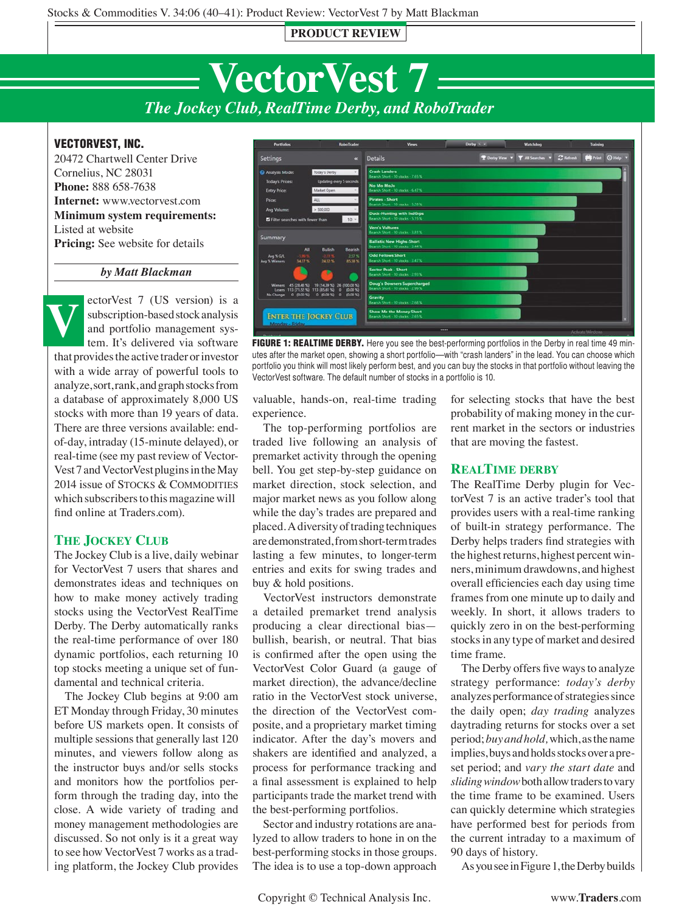PRODUCT REVIEW

# VectorVest 7

## The Jockey Club, RealTime Derby, and RoboTrader

**VECTORVEST, INC.**
20472 Chartwell Center Drive
Cornelius, NC 28031
**Phone:** 888 658-7638
**Internet:** www.vectorvest.com
**Minimum system requirements:** Listed at website
**Pricing:** See website for details

***by Matt Blackman***

VectorVest 7 (US version) is a subscription-based stock analysis and portfolio management system. It's delivered via software that provides the active trader or investor with a wide array of powerful tools to analyze, sort, rank, and graph stocks from a database of approximately 8,000 US stocks with more than 19 years of data. There are three versions available: end-of-day, intraday (15-minute delayed), or real-time (see my past review of VectorVest 7 and VectorVest plugins in the May 2014 issue of STOCKS & COMMODITIES which subscribers to this magazine will find online at Traders.com).

### THE JOCKEY CLUB

The Jockey Club is a live, daily webinar for VectorVest 7 users that shares and demonstrates ideas and techniques on how to make money actively trading stocks using the VectorVest RealTime Derby. The Derby automatically ranks the real-time performance of over 180 dynamic portfolios, each returning 10 top stocks meeting a unique set of fundamental and technical criteria.

The Jockey Club begins at 9:00 am ET Monday through Friday, 30 minutes before US markets open. It consists of multiple sessions that generally last 120 minutes, and viewers follow along as the instructor buys and/or sells stocks and monitors how the portfolios perform through the trading day, into the close. A wide variety of trading and money management methodologies are discussed. So not only is it a great way to see how VectorVest 7 works as a trading platform, the Jockey Club provides valuable, hands-on, real-time trading experience.

The top-performing portfolios are traded live following an analysis of premarket activity through the opening bell. You get step-by-step guidance on market direction, stock selection, and major market news as you follow along while the day's trades are prepared and placed. A diversity of trading techniques are demonstrated, from short-term trades lasting a few minutes, to longer-term entries and exits for swing trades and buy & hold positions.

VectorVest instructors demonstrate a detailed premarket trend analysis producing a clear directional bias—bullish, bearish, or neutral. That bias is confirmed after the open using the VectorVest Color Guard (a gauge of market direction), the advance/decline ratio in the VectorVest stock universe, the direction of the VectorVest composite, and a proprietary market timing indicator. After the day's movers and shakers are identified and analyzed, a process for performance tracking and a final assessment is explained to help participants trade the market trend with the best-performing portfolios.

Sector and industry rotations are analyzed to allow traders to hone in on the best-performing stocks in those groups. The idea is to use a top-down approach for selecting stocks that have the best probability of making money in the current market in the sectors or industries that are moving the fastest.

**FIGURE 1: REALTIME DERBY.** Here you see the best-performing portfolios in the Derby in real time 49 minutes after the market open, showing a short portfolio—with "crash landers" in the lead. You can choose which portfolio you think will most likely perform best, and you can buy the stocks in that portfolio without leaving the VectorVest software. The default number of stocks in a portfolio is 10.

### REALTIME DERBY

The RealTime Derby plugin for VectorVest 7 is an active trader's tool that provides users with a real-time ranking of built-in strategy performance. The Derby helps traders find strategies with the highest returns, highest percent winners, minimum drawdowns, and highest overall efficiencies each day using time frames from one minute up to daily and weekly. In short, it allows traders to quickly zero in on the best-performing stocks in any type of market and desired time frame.

The Derby offers five ways to analyze strategy performance: *today's derby* analyzes performance of strategies since the daily open; *day trading* analyzes daytrading returns for stocks over a set period; *buy and hold,* which, as the name implies, buys and holds stocks over a preset period; and *vary the start date* and *sliding window* both allow traders to vary the time frame to be examined. Users can quickly determine which strategies have performed best for periods from the current intraday to a maximum of 90 days of history.

As you see in Figure 1, the Derby builds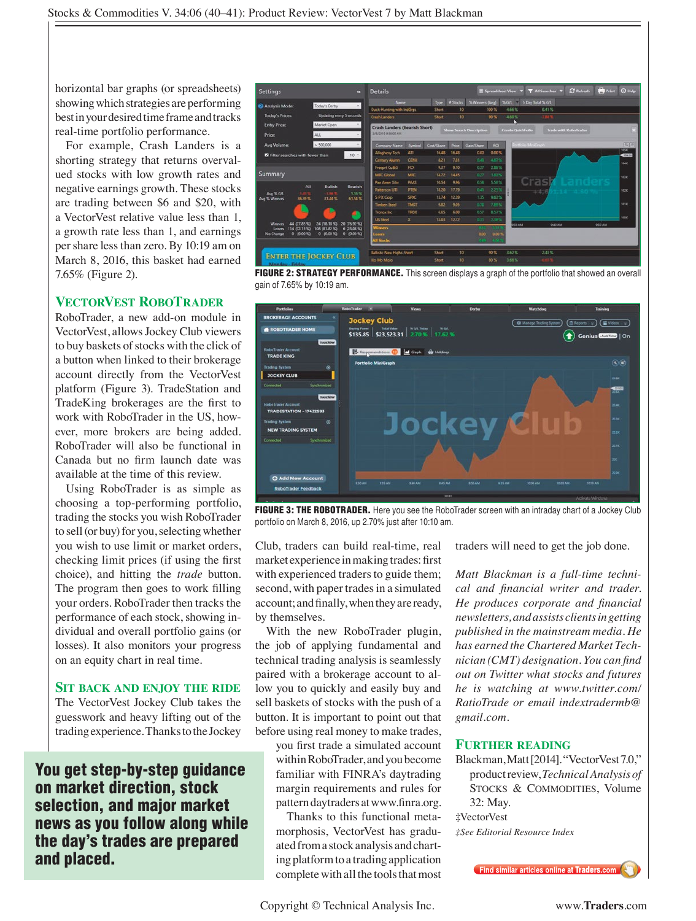horizontal bar graphs (or spreadsheets) showing which strategies are performing best in your desired time frame and tracks real-time portfolio performance.

For example, Crash Landers is a shorting strategy that returns overvalued stocks with low growth rates and negative earnings growth. These stocks are trading between $6 and $20, with a VectorVest relative value less than 1, a growth rate less than 1, and earnings per share less than zero. By 10:19 am on March 8, 2016, this basket had earned 7.65% (Figure 2).

**FIGURE 2: STRATEGY PERFORMANCE.** This screen displays a graph of the portfolio that showed an overall gain of 7.65% by 10:19 am.

## VectorVest RoboTrader

RoboTrader, a new add-on module in VectorVest, allows Jockey Club viewers to buy baskets of stocks with the click of a button when linked to their brokerage account directly from the VectorVest platform (Figure 3). TradeStation and TradeKing brokerages are the first to work with RoboTrader in the US, however, more brokers are being added. RoboTrader will also be functional in Canada but no firm launch date was available at the time of this review.

Using RoboTrader is as simple as choosing a top-performing portfolio, trading the stocks you wish RoboTrader to sell (or buy) for you, selecting whether you wish to use limit or market orders, checking limit prices (if using the first choice), and hitting the *trade* button. The program then goes to work filling your orders. RoboTrader then tracks the performance of each stock, showing individual and overall portfolio gains (or losses). It also monitors your progress on an equity chart in real time.

**FIGURE 3: THE ROBOTRADER.** Here you see the RoboTrader screen with an intraday chart of a Jockey Club portfolio on March 8, 2016, up 2.70% just after 10:10 am.

## Sit back and enjoy the ride

The VectorVest Jockey Club takes the guesswork and heavy lifting out of the trading experience. Thanks to the Jockey Club, traders can build real-time, real market experience in making trades: first with experienced traders to guide them; second, with paper trades in a simulated account; and finally, when they are ready, by themselves.

**You get step-by-step guidance on market direction, stock selection, and major market news as you follow along while the day's trades are prepared and placed.**

With the new RoboTrader plugin, the job of applying fundamental and technical trading analysis is seamlessly paired with a brokerage account to allow you to quickly and easily buy and sell baskets of stocks with the push of a button. It is important to point out that before using real money to make trades, you first trade a simulated account within RoboTrader, and you become familiar with FINRA's daytrading margin requirements and rules for pattern daytraders at www.finra.org.

Thanks to this functional metamorphosis, VectorVest has graduated from a stock analysis and charting platform to a trading application complete with all the tools that most traders will need to get the job done.

*Matt Blackman is a full-time technical and financial writer and trader. He produces corporate and financial newsletters, and assists clients in getting published in the mainstream media. He has earned the Chartered Market Technician (CMT) designation. You can find out on Twitter what stocks and futures he is watching at www.twitter.com/RatioTrade or email indextradermb@gmail.com.*

## Further reading

Blackman, Matt [2014]. "VectorVest 7.0," product review, *Technical Analysis of* STOCKS & COMMODITIES, Volume 32: May.

‡VectorVest

*‡See Editorial Resource Index*

Find similar articles online at Traders.com